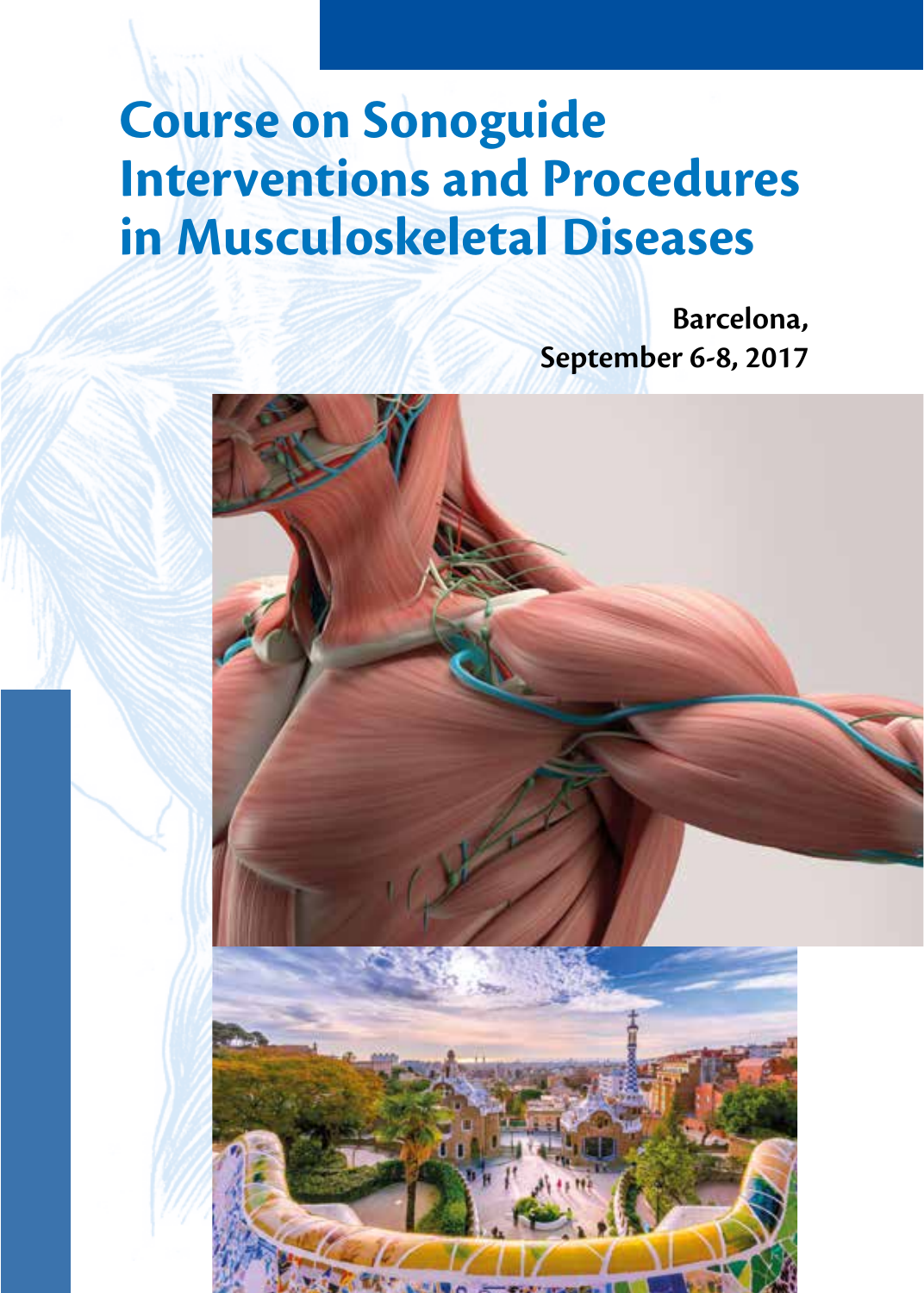# Course on Sonoguide Interventions and Procedures in Musculoskeletal Diseases

**Barcelona,**
**September 6-8, 2017**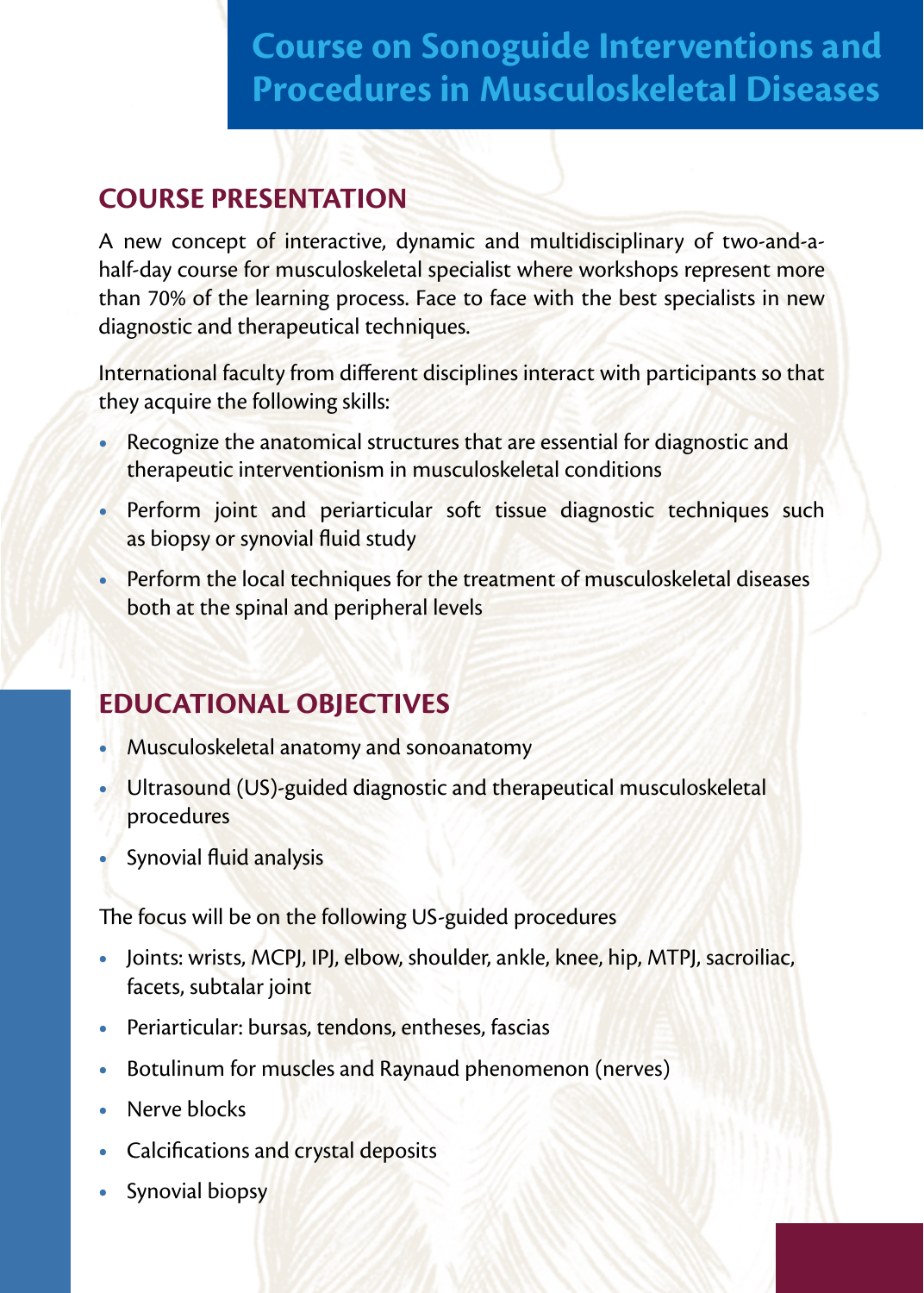# Course on Sonoguide Interventions and Procedures in Musculoskeletal Diseases

## COURSE PRESENTATION

A new concept of interactive, dynamic and multidisciplinary of two-and-a-half-day course for musculoskeletal specialist where workshops represent more than 70% of the learning process. Face to face with the best specialists in new diagnostic and therapeutical techniques.

International faculty from different disciplines interact with participants so that they acquire the following skills:

- Recognize the anatomical structures that are essential for diagnostic and therapeutic interventionism in musculoskeletal conditions
- Perform joint and periarticular soft tissue diagnostic techniques such as biopsy or synovial fluid study
- Perform the local techniques for the treatment of musculoskeletal diseases both at the spinal and peripheral levels

## EDUCATIONAL OBJECTIVES

- Musculoskeletal anatomy and sonoanatomy
- Ultrasound (US)-guided diagnostic and therapeutical musculoskeletal procedures
- Synovial fluid analysis

The focus will be on the following US-guided procedures

- Joints: wrists, MCPJ, IPJ, elbow, shoulder, ankle, knee, hip, MTPJ, sacroiliac, facets, subtalar joint
- Periarticular: bursas, tendons, entheses, fascias
- Botulinum for muscles and Raynaud phenomenon (nerves)
- Nerve blocks
- Calcifications and crystal deposits
- Synovial biopsy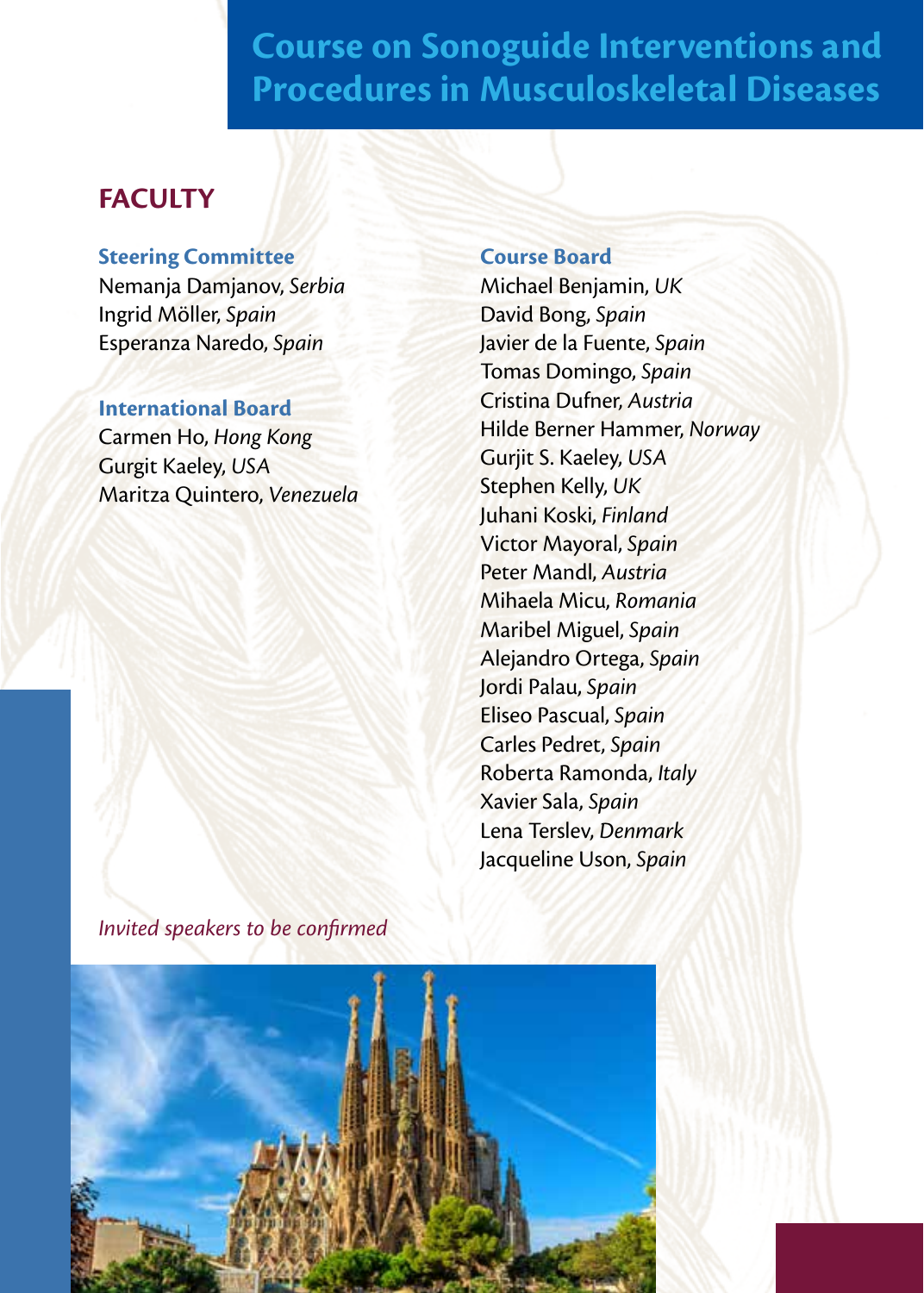# Course on Sonoguide Interventions and Procedures in Musculoskeletal Diseases

## FACULTY

### Steering Committee

Nemanja Damjanov, *Serbia*
Ingrid Möller, *Spain*
Esperanza Naredo, *Spain*

### International Board

Carmen Ho, *Hong Kong*
Gurgit Kaeley, *USA*
Maritza Quintero, *Venezuela*

### Course Board

Michael Benjamin, *UK*
David Bong, *Spain*
Javier de la Fuente, *Spain*
Tomas Domingo, *Spain*
Cristina Dufner, *Austria*
Hilde Berner Hammer, *Norway*
Gurjit S. Kaeley, *USA*
Stephen Kelly, *UK*
Juhani Koski, *Finland*
Victor Mayoral, *Spain*
Peter Mandl, *Austria*
Mihaela Micu, *Romania*
Maribel Miguel, *Spain*
Alejandro Ortega, *Spain*
Jordi Palau, *Spain*
Eliseo Pascual, *Spain*
Carles Pedret, *Spain*
Roberta Ramonda, *Italy*
Xavier Sala, *Spain*
Lena Terslev, *Denmark*
Jacqueline Uson, *Spain*

*Invited speakers to be confirmed*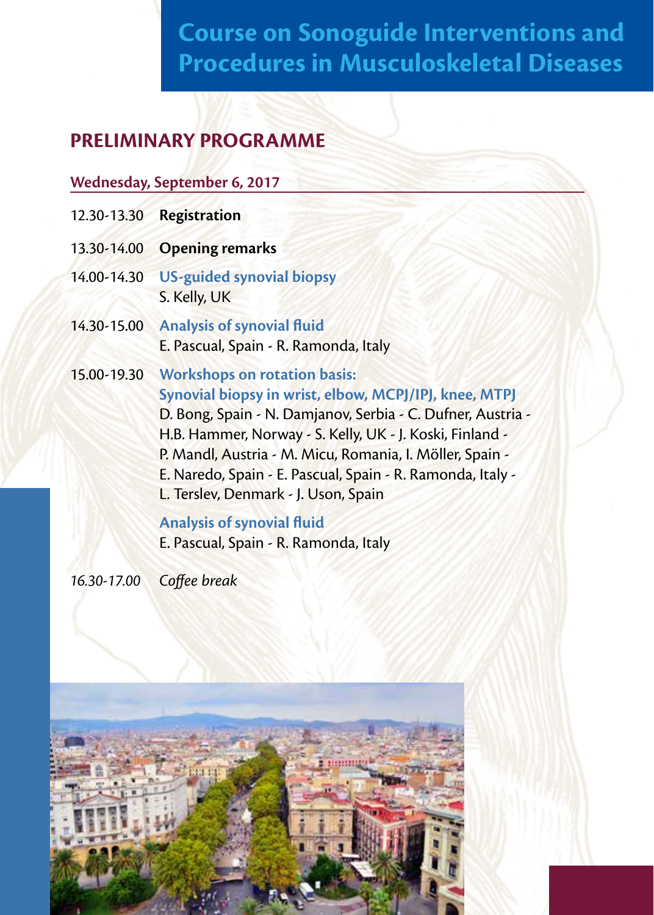# Course on Sonoguide Interventions and Procedures in Musculoskeletal Diseases

## PRELIMINARY PROGRAMME

### Wednesday, September 6, 2017

12.30-13.30 **Registration**

13.30-14.00 **Opening remarks**

14.00-14.30 **US-guided synovial biopsy**
S. Kelly, UK

14.30-15.00 **Analysis of synovial fluid**
E. Pascual, Spain - R. Ramonda, Italy

15.00-19.30 **Workshops on rotation basis:**
**Synovial biopsy in wrist, elbow, MCPJ/IPJ, knee, MTPJ**
D. Bong, Spain - N. Damjanov, Serbia - C. Dufner, Austria - H.B. Hammer, Norway - S. Kelly, UK - J. Koski, Finland - P. Mandl, Austria - M. Micu, Romania, I. Möller, Spain - E. Naredo, Spain - E. Pascual, Spain - R. Ramonda, Italy - L. Terslev, Denmark - J. Uson, Spain

**Analysis of synovial fluid**
E. Pascual, Spain - R. Ramonda, Italy

*16.30-17.00 Coffee break*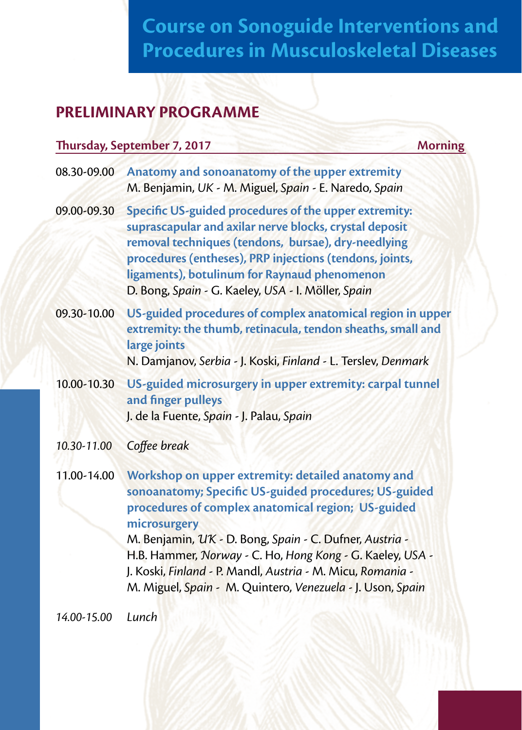# Course on Sonoguide Interventions and Procedures in Musculoskeletal Diseases

## PRELIMINARY PROGRAMME

**Thursday, September 7, 2017** — **Morning**

08.30-09.00 **Anatomy and sonoanatomy of the upper extremity**
M. Benjamin, *UK* - M. Miguel, *Spain* - E. Naredo, *Spain*

09.00-09.30 **Specific US-guided procedures of the upper extremity: suprascapular and axilar nerve blocks, crystal deposit removal techniques (tendons, bursae), dry-needlying procedures (entheses), PRP injections (tendons, joints, ligaments), botulinum for Raynaud phenomenon**
D. Bong, *Spain* - G. Kaeley, *USA* - I. Möller, *Spain*

09.30-10.00 **US-guided procedures of complex anatomical region in upper extremity: the thumb, retinacula, tendon sheaths, small and large joints**
N. Damjanov, *Serbia* - J. Koski, *Finland* - L. Terslev, *Denmark*

10.00-10.30 **US-guided microsurgery in upper extremity: carpal tunnel and finger pulleys**
J. de la Fuente, *Spain* - J. Palau, *Spain*

*10.30-11.00 Coffee break*

11.00-14.00 **Workshop on upper extremity: detailed anatomy and sonoanatomy; Specific US-guided procedures; US-guided procedures of complex anatomical region; US-guided microsurgery**
M. Benjamin, *UK* - D. Bong, *Spain* - C. Dufner, *Austria* - H.B. Hammer, *Norway* - C. Ho, *Hong Kong* - G. Kaeley, *USA* - J. Koski, *Finland* - P. Mandl, *Austria* - M. Micu, *Romania* - M. Miguel, *Spain* - M. Quintero, *Venezuela* - J. Uson, *Spain*

*14.00-15.00 Lunch*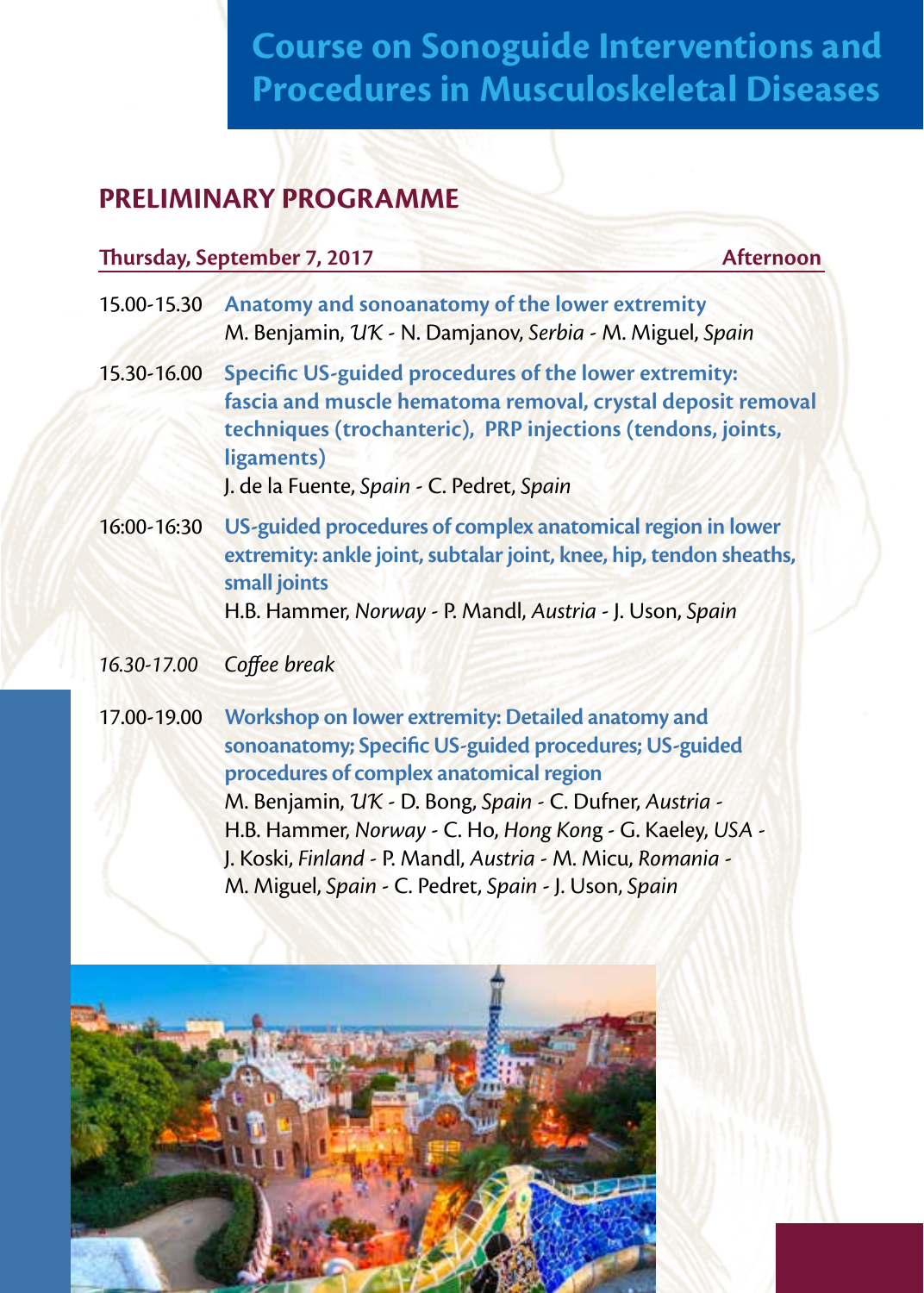# Course on Sonoguide Interventions and Procedures in Musculoskeletal Diseases

## PRELIMINARY PROGRAMME

**Thursday, September 7, 2017** — **Afternoon**

15.00-15.30 **Anatomy and sonoanatomy of the lower extremity**
M. Benjamin, *UK* - N. Damjanov, *Serbia* - M. Miguel, *Spain*

15.30-16.00 **Specific US-guided procedures of the lower extremity: fascia and muscle hematoma removal, crystal deposit removal techniques (trocharnteric), PRP injections (tendons, joints, ligaments)**
J. de la Fuente, *Spain* - C. Pedret, *Spain*

16:00-16:30 **US-guided procedures of complex anatomical region in lower extremity: ankle joint, subtalar joint, knee, hip, tendon sheaths, small joints**
H.B. Hammer, *Norway* - P. Mandl, *Austria* - J. Uson, *Spain*

*16.30-17.00 Coffee break*

17.00-19.00 **Workshop on lower extremity: Detailed anatomy and sonoanatomy; Specific US-guided procedures; US-guided procedures of complex anatomical region**
M. Benjamin, *UK* - D. Bong, *Spain* - C. Dufner, *Austria* - H.B. Hammer, *Norway* - C. Ho, *Hong Kong* - G. Kaeley, *USA* - J. Koski, *Finland* - P. Mandl, *Austria* - M. Micu, *Romania* - M. Miguel, *Spain* - C. Pedret, *Spain* - J. Uson, *Spain*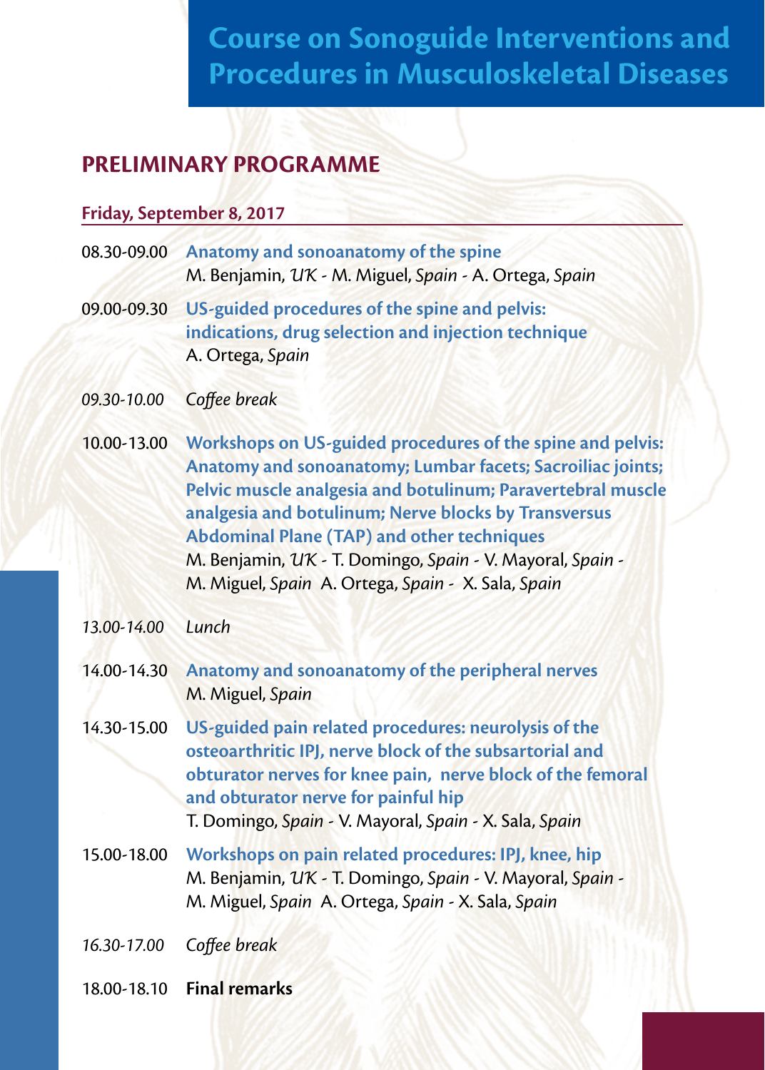# Course on Sonoguide Interventions and Procedures in Musculoskeletal Diseases

## PRELIMINARY PROGRAMME

### Friday, September 8, 2017

08.30-09.00 **Anatomy and sonoanatomy of the spine**
M. Benjamin, *UK* - M. Miguel, *Spain* - A. Ortega, *Spain*

09.00-09.30 **US-guided procedures of the spine and pelvis: indications, drug selection and injection technique**
A. Ortega, *Spain*

*09.30-10.00* *Coffee break*

10.00-13.00 **Workshops on US-guided procedures of the spine and pelvis: Anatomy and sonoanatomy; Lumbar facets; Sacroiliac joints; Pelvic muscle analgesia and botulinum; Paravertebral muscle analgesia and botulinum; Nerve blocks by Transversus Abdominal Plane (TAP) and other techniques**
M. Benjamin, *UK* - T. Domingo, *Spain* - V. Mayoral, *Spain* - M. Miguel, *Spain* A. Ortega, *Spain* - X. Sala, *Spain*

*13.00-14.00* *Lunch*

14.00-14.30 **Anatomy and sonoanatomy of the peripheral nerves**
M. Miguel, *Spain*

14.30-15.00 **US-guided pain related procedures: neurolysis of the osteoarthritic IPJ, nerve block of the subsartorial and obturator nerves for knee pain, nerve block of the femoral and obturator nerve for painful hip**
T. Domingo, *Spain* - V. Mayoral, *Spain* - X. Sala, *Spain*

15.00-18.00 **Workshops on pain related procedures: IPJ, knee, hip**
M. Benjamin, *UK* - T. Domingo, *Spain* - V. Mayoral, *Spain* - M. Miguel, *Spain* A. Ortega, *Spain* - X. Sala, *Spain*

*16.30-17.00* *Coffee break*

18.00-18.10 **Final remarks**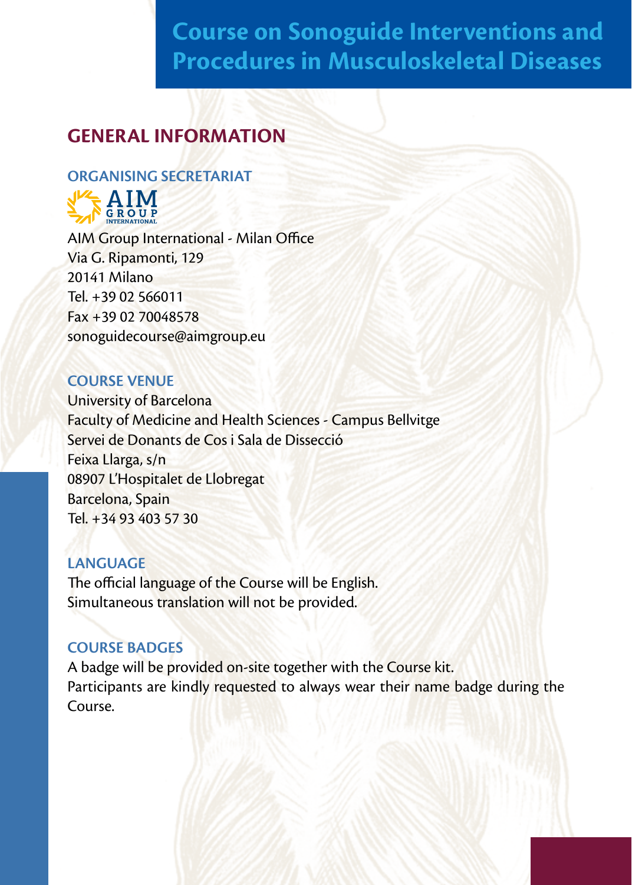# Course on Sonoguide Interventions and Procedures in Musculoskeletal Diseases

## GENERAL INFORMATION

### ORGANISING SECRETARIAT

AIM Group International - Milan Office
Via G. Ripamonti, 129
20141 Milano
Tel. +39 02 566011
Fax +39 02 70048578
sonoguidecourse@aimgroup.eu

### COURSE VENUE

University of Barcelona
Faculty of Medicine and Health Sciences - Campus Bellvitge
Servei de Donants de Cos i Sala de Dissecció
Feixa Llarga, s/n
08907 L'Hospitalet de Llobregat
Barcelona, Spain
Tel. +34 93 403 57 30

### LANGUAGE

The official language of the Course will be English.
Simultaneous translation will not be provided.

### COURSE BADGES

A badge will be provided on-site together with the Course kit.
Participants are kindly requested to always wear their name badge during the Course.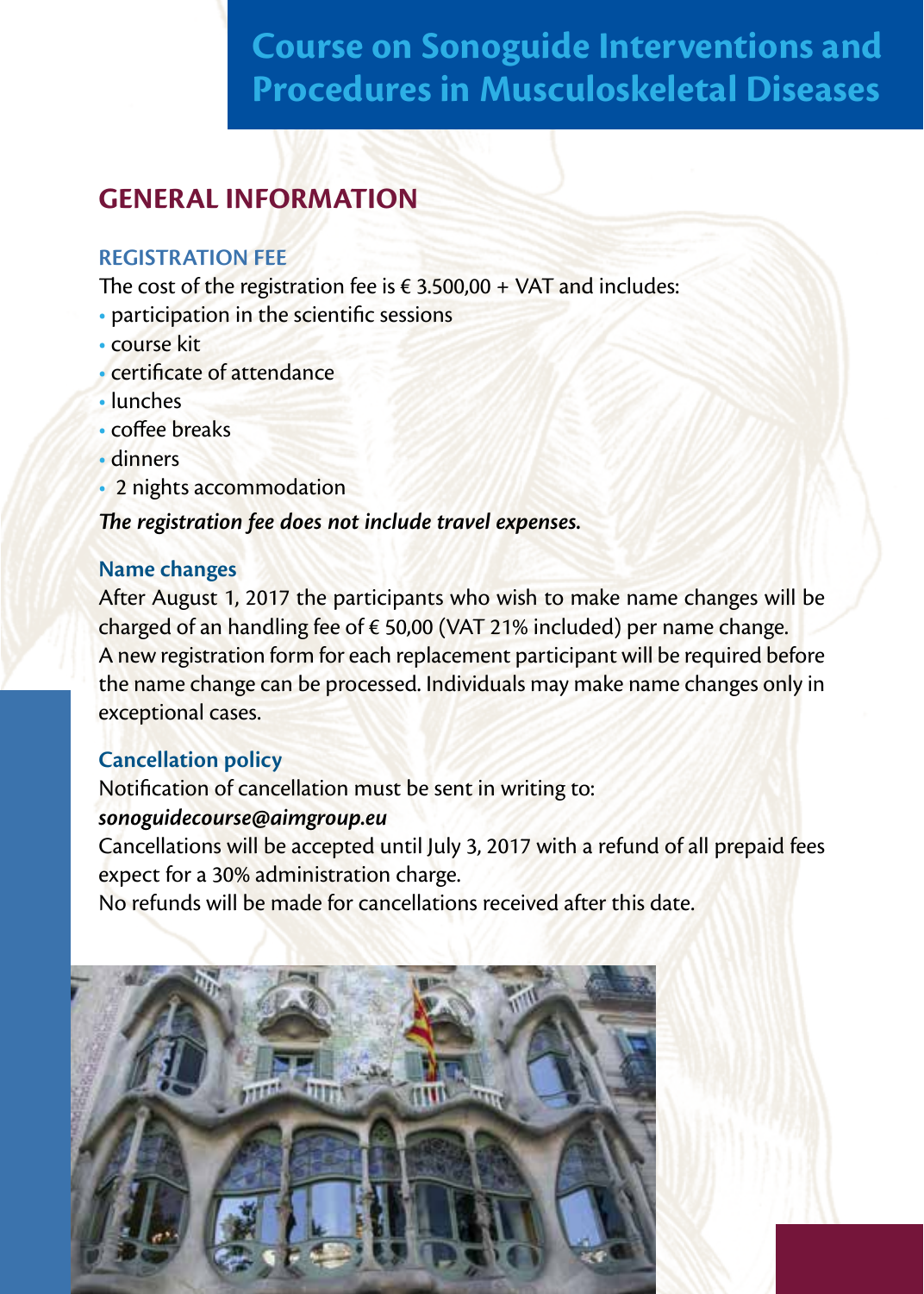# Course on Sonoguide Interventions and Procedures in Musculoskeletal Diseases

## GENERAL INFORMATION

### REGISTRATION FEE

The cost of the registration fee is € 3.500,00 + VAT and includes:

- participation in the scientific sessions
- course kit
- certificate of attendance
- lunches
- coffee breaks
- dinners
- 2 nights accommodation

***The registration fee does not include travel expenses.***

### Name changes

After August 1, 2017 the participants who wish to make name changes will be charged of an handling fee of € 50,00 (VAT 21% included) per name change. A new registration form for each replacement participant will be required before the name change can be processed. Individuals may make name changes only in exceptional cases.

### Cancellation policy

Notification of cancellation must be sent in writing to:
***sonoguidecourse@aimgroup.eu***
Cancellations will be accepted until July 3, 2017 with a refund of all prepaid fees expect for a 30% administration charge.
No refunds will be made for cancellations received after this date.